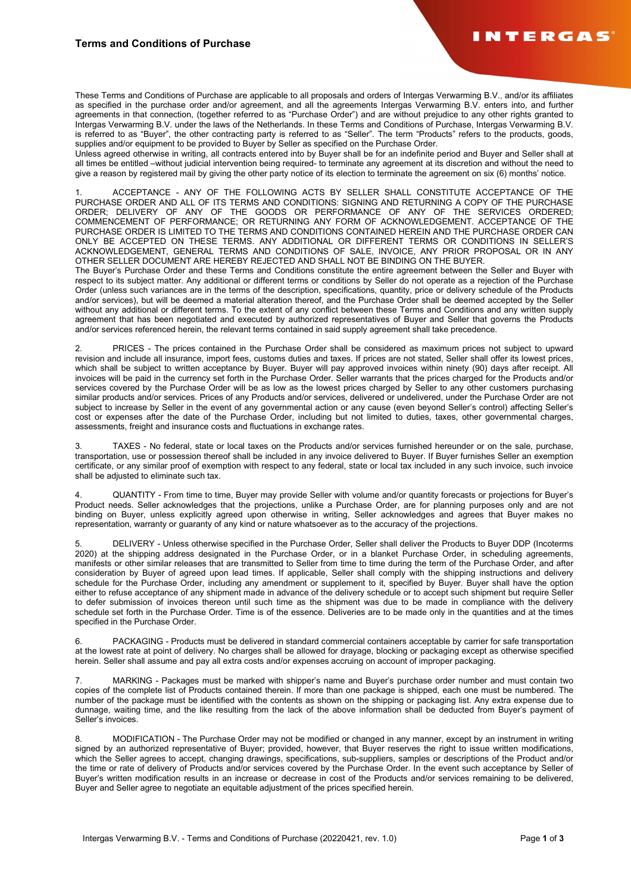# Terms and Conditions of Purchase

These Terms and Conditions of Purchase are applicable to all proposals and orders of Intergas Verwarming B.V., and/or its affiliates as specified in the purchase order and/or agreement, and all the agreements Intergas Verwarming B.V. enters into, and further agreements in that connection, (together referred to as "Purchase Order") and are without prejudice to any other rights granted to Intergas Verwarming B.V. under the laws of the Netherlands. In these Terms and Conditions of Purchase, Intergas Verwarming B.V. is referred to as "Buyer", the other contracting party is referred to as "Seller". The term "Products" refers to the products, goods, supplies and/or equipment to be provided to Buyer by Seller as specified on the Purchase Order.

Unless agreed otherwise in writing, all contracts entered into by Buyer shall be for an indefinite period and Buyer and Seller shall at all times be entitled –without judicial intervention being required- to terminate any agreement at its discretion and without the need to give a reason by registered mail by giving the other party notice of its election to terminate the agreement on six (6) months' notice.

1. ACCEPTANCE - ANY OF THE FOLLOWING ACTS BY SELLER SHALL CONSTITUTE ACCEPTANCE OF THE PURCHASE ORDER AND ALL OF ITS TERMS AND CONDITIONS: SIGNING AND RETURNING A COPY OF THE PURCHASE ORDER; DELIVERY OF ANY OF THE GOODS OR PERFORMANCE OF ANY OF THE SERVICES ORDERED; COMMENCEMENT OF PERFORMANCE; OR RETURNING ANY FORM OF ACKNOWLEDGEMENT. ACCEPTANCE OF THE PURCHASE ORDER IS LIMITED TO THE TERMS AND CONDITIONS CONTAINED HEREIN AND THE PURCHASE ORDER CAN ONLY BE ACCEPTED ON THESE TERMS. ANY ADDITIONAL OR DIFFERENT TERMS OR CONDITIONS IN SELLER'S ACKNOWLEDGEMENT, GENERAL TERMS AND CONDITIONS OF SALE, INVOICE, ANY PRIOR PROPOSAL OR IN ANY OTHER SELLER DOCUMENT ARE HEREBY REJECTED AND SHALL NOT BE BINDING ON THE BUYER.
The Buyer's Purchase Order and these Terms and Conditions constitute the entire agreement between the Seller and Buyer with respect to its subject matter. Any additional or different terms or conditions by Seller do not operate as a rejection of the Purchase Order (unless such variances are in the terms of the description, specifications, quantity, price or delivery schedule of the Products and/or services), but will be deemed a material alteration thereof, and the Purchase Order shall be deemed accepted by the Seller without any additional or different terms. To the extent of any conflict between these Terms and Conditions and any written supply agreement that has been negotiated and executed by authorized representatives of Buyer and Seller that governs the Products and/or services referenced herein, the relevant terms contained in said supply agreement shall take precedence.

2. PRICES - The prices contained in the Purchase Order shall be considered as maximum prices not subject to upward revision and include all insurance, import fees, customs duties and taxes. If prices are not stated, Seller shall offer its lowest prices, which shall be subject to written acceptance by Buyer. Buyer will pay approved invoices within ninety (90) days after receipt. All invoices will be paid in the currency set forth in the Purchase Order. Seller warrants that the prices charged for the Products and/or services covered by the Purchase Order will be as low as the lowest prices charged by Seller to any other customers purchasing similar products and/or services. Prices of any Products and/or services, delivered or undelivered, under the Purchase Order are not subject to increase by Seller in the event of any governmental action or any cause (even beyond Seller's control) affecting Seller's cost or expenses after the date of the Purchase Order, including but not limited to duties, taxes, other governmental charges, assessments, freight and insurance costs and fluctuations in exchange rates.

3. TAXES - No federal, state or local taxes on the Products and/or services furnished hereunder or on the sale, purchase, transportation, use or possession thereof shall be included in any invoice delivered to Buyer. If Buyer furnishes Seller an exemption certificate, or any similar proof of exemption with respect to any federal, state or local tax included in any such invoice, such invoice shall be adjusted to eliminate such tax.

4. QUANTITY - From time to time, Buyer may provide Seller with volume and/or quantity forecasts or projections for Buyer's Product needs. Seller acknowledges that the projections, unlike a Purchase Order, are for planning purposes only and are not binding on Buyer, unless explicitly agreed upon otherwise in writing, Seller acknowledges and agrees that Buyer makes no representation, warranty or guaranty of any kind or nature whatsoever as to the accuracy of the projections.

5. DELIVERY - Unless otherwise specified in the Purchase Order, Seller shall deliver the Products to Buyer DDP (Incoterms 2020) at the shipping address designated in the Purchase Order, or in a blanket Purchase Order, in scheduling agreements, manifests or other similar releases that are transmitted to Seller from time to time during the term of the Purchase Order, and after consideration by Buyer of agreed upon lead times. If applicable, Seller shall comply with the shipping instructions and delivery schedule for the Purchase Order, including any amendment or supplement to it, specified by Buyer. Buyer shall have the option either to refuse acceptance of any shipment made in advance of the delivery schedule or to accept such shipment but require Seller to defer submission of invoices thereon until such time as the shipment was due to be made in compliance with the delivery schedule set forth in the Purchase Order. Time is of the essence. Deliveries are to be made only in the quantities and at the times specified in the Purchase Order.

6. PACKAGING - Products must be delivered in standard commercial containers acceptable by carrier for safe transportation at the lowest rate at point of delivery. No charges shall be allowed for drayage, blocking or packaging except as otherwise specified herein. Seller shall assume and pay all extra costs and/or expenses accruing on account of improper packaging.

7. MARKING - Packages must be marked with shipper's name and Buyer's purchase order number and must contain two copies of the complete list of Products contained therein. If more than one package is shipped, each one must be numbered. The number of the package must be identified with the contents as shown on the shipping or packaging list. Any extra expense due to dunnage, waiting time, and the like resulting from the lack of the above information shall be deducted from Buyer's payment of Seller's invoices.

8. MODIFICATION - The Purchase Order may not be modified or changed in any manner, except by an instrument in writing signed by an authorized representative of Buyer; provided, however, that Buyer reserves the right to issue written modifications, which the Seller agrees to accept, changing drawings, specifications, sub-suppliers, samples or descriptions of the Product and/or the time or rate of delivery of Products and/or services covered by the Purchase Order. In the event such acceptance by Seller of Buyer's written modification results in an increase or decrease in cost of the Products and/or services remaining to be delivered, Buyer and Seller agree to negotiate an equitable adjustment of the prices specified herein.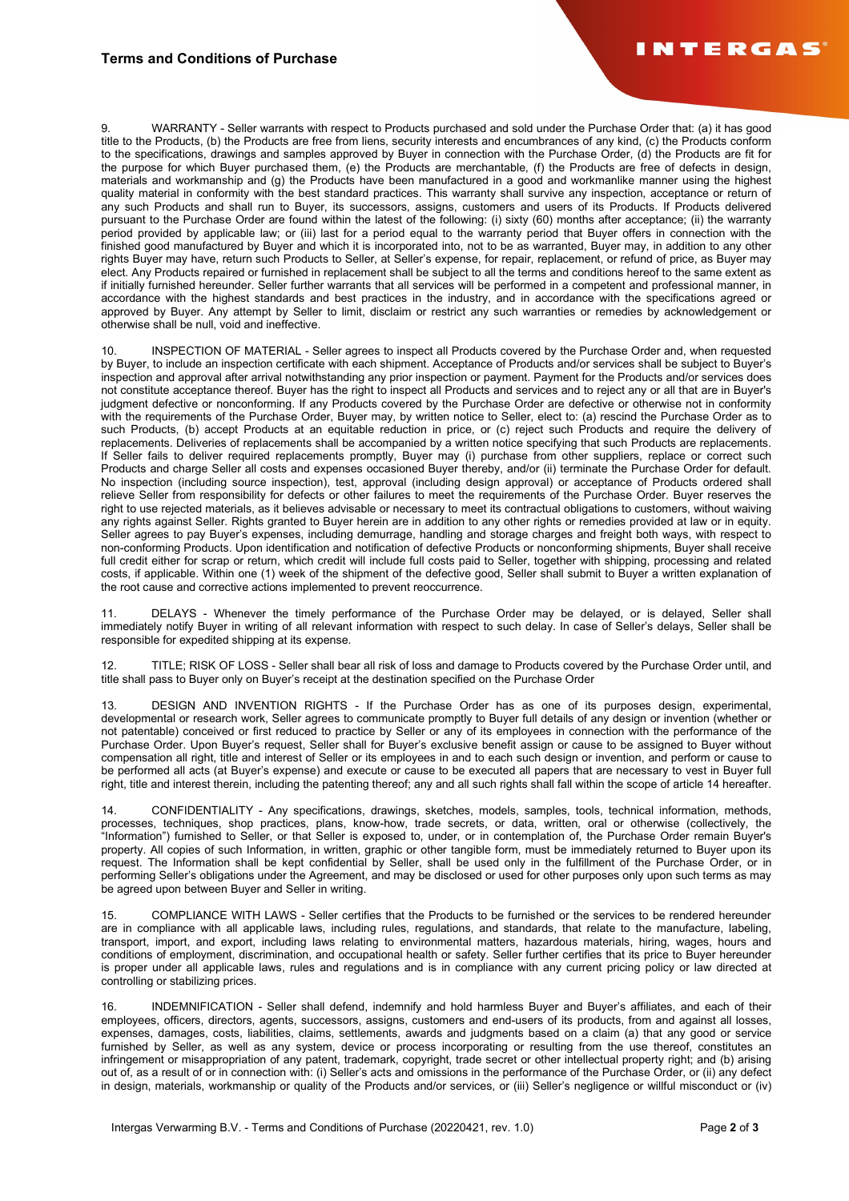9. WARRANTY - Seller warrants with respect to Products purchased and sold under the Purchase Order that: (a) it has good title to the Products, (b) the Products are free from liens, security interests and encumbrances of any kind, (c) the Products conform to the specifications, drawings and samples approved by Buyer in connection with the Purchase Order, (d) the Products are fit for the purpose for which Buyer purchased them, (e) the Products are merchantable, (f) the Products are free of defects in design, materials and workmanship and (g) the Products have been manufactured in a good and workmanlike manner using the highest quality material in conformity with the best standard practices. This warranty shall survive any inspection, acceptance or return of any such Products and shall run to Buyer, its successors, assigns, customers and users of its Products. If Products delivered pursuant to the Purchase Order are found within the latest of the following: (i) sixty (60) months after acceptance; (ii) the warranty period provided by applicable law; or (iii) last for a period equal to the warranty period that Buyer offers in connection with the finished good manufactured by Buyer and which it is incorporated into, not to be as warranted, Buyer may, in addition to any other rights Buyer may have, return such Products to Seller, at Seller's expense, for repair, replacement, or refund of price, as Buyer may elect. Any Products repaired or furnished in replacement shall be subject to all the terms and conditions hereof to the same extent as if initially furnished hereunder. Seller further warrants that all services will be performed in a competent and professional manner, in accordance with the highest standards and best practices in the industry, and in accordance with the specifications agreed or approved by Buyer. Any attempt by Seller to limit, disclaim or restrict any such warranties or remedies by acknowledgement or otherwise shall be null, void and ineffective.

10. INSPECTION OF MATERIAL - Seller agrees to inspect all Products covered by the Purchase Order and, when requested by Buyer, to include an inspection certificate with each shipment. Acceptance of Products and/or services shall be subject to Buyer's inspection and approval after arrival notwithstanding any prior inspection or payment. Payment for the Products and/or services does not constitute acceptance thereof. Buyer has the right to inspect all Products and services and to reject any or all that are in Buyer's judgment defective or nonconforming. If any Products covered by the Purchase Order are defective or otherwise not in conformity with the requirements of the Purchase Order, Buyer may, by written notice to Seller, elect to: (a) rescind the Purchase Order as to such Products, (b) accept Products at an equitable reduction in price, or (c) reject such Products and require the delivery of replacements. Deliveries of replacements shall be accompanied by a written notice specifying that such Products are replacements. If Seller fails to deliver required replacements promptly, Buyer may (i) purchase from other suppliers, replace or correct such Products and charge Seller all costs and expenses occasioned Buyer thereby, and/or (ii) terminate the Purchase Order for default. No inspection (including source inspection), test, approval (including design approval) or acceptance of Products ordered shall relieve Seller from responsibility for defects or other failures to meet the requirements of the Purchase Order. Buyer reserves the right to use rejected materials, as it believes advisable or necessary to meet its contractual obligations to customers, without waiving any rights against Seller. Rights granted to Buyer herein are in addition to any other rights or remedies provided at law or in equity. Seller agrees to pay Buyer's expenses, including demurrage, handling and storage charges and freight both ways, with respect to non-conforming Products. Upon identification and notification of defective Products or nonconforming shipments, Buyer shall receive full credit either for scrap or return, which credit will include full costs paid to Seller, together with shipping, processing and related costs, if applicable. Within one (1) week of the shipment of the defective good, Seller shall submit to Buyer a written explanation of the root cause and corrective actions implemented to prevent reoccurrence.

11. DELAYS - Whenever the timely performance of the Purchase Order may be delayed, or is delayed, Seller shall immediately notify Buyer in writing of all relevant information with respect to such delay. In case of Seller's delays, Seller shall be responsible for expedited shipping at its expense.

12. TITLE; RISK OF LOSS - Seller shall bear all risk of loss and damage to Products covered by the Purchase Order until, and title shall pass to Buyer only on Buyer's receipt at the destination specified on the Purchase Order

13. DESIGN AND INVENTION RIGHTS - If the Purchase Order has as one of its purposes design, experimental, developmental or research work, Seller agrees to communicate promptly to Buyer full details of any design or invention (whether or not patentable) conceived or first reduced to practice by Seller or any of its employees in connection with the performance of the Purchase Order. Upon Buyer's request, Seller shall for Buyer's exclusive benefit assign or cause to be assigned to Buyer without compensation all right, title and interest of Seller or its employees in and to each such design or invention, and perform or cause to be performed all acts (at Buyer's expense) and execute or cause to be executed all papers that are necessary to vest in Buyer full right, title and interest therein, including the patenting thereof; any and all such rights shall fall within the scope of article 14 hereafter.

14. CONFIDENTIALITY - Any specifications, drawings, sketches, models, samples, tools, technical information, methods, processes, techniques, shop practices, plans, know-how, trade secrets, or data, written, oral or otherwise (collectively, the "Information") furnished to Seller, or that Seller is exposed to, under, or in contemplation of, the Purchase Order remain Buyer's property. All copies of such Information, in written, graphic or other tangible form, must be immediately returned to Buyer upon its request. The Information shall be kept confidential by Seller, shall be used only in the fulfillment of the Purchase Order, or in performing Seller's obligations under the Agreement, and may be disclosed or used for other purposes only upon such terms as may be agreed upon between Buyer and Seller in writing.

15. COMPLIANCE WITH LAWS - Seller certifies that the Products to be furnished or the services to be rendered hereunder are in compliance with all applicable laws, including rules, regulations, and standards, that relate to the manufacture, labeling, transport, import, and export, including laws relating to environmental matters, hazardous materials, hiring, wages, hours and conditions of employment, discrimination, and occupational health or safety. Seller further certifies that its price to Buyer hereunder is proper under all applicable laws, rules and regulations and is in compliance with any current pricing policy or law directed at controlling or stabilizing prices.

16. INDEMNIFICATION - Seller shall defend, indemnify and hold harmless Buyer and Buyer's affiliates, and each of their employees, officers, directors, agents, successors, assigns, customers and end-users of its products, from and against all losses, expenses, damages, costs, liabilities, claims, settlements, awards and judgments based on a claim (a) that any good or service furnished by Seller, as well as any system, device or process incorporating or resulting from the use thereof, constitutes an infringement or misappropriation of any patent, trademark, copyright, trade secret or other intellectual property right; and (b) arising out of, as a result of or in connection with: (i) Seller's acts and omissions in the performance of the Purchase Order, or (ii) any defect in design, materials, workmanship or quality of the Products and/or services, or (iii) Seller's negligence or willful misconduct or (iv)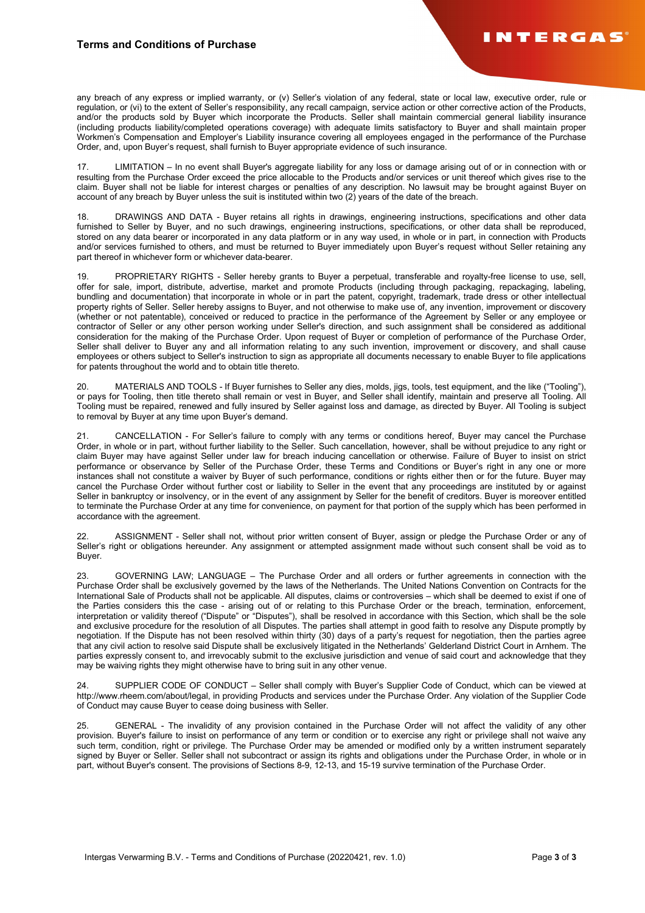any breach of any express or implied warranty, or (v) Seller's violation of any federal, state or local law, executive order, rule or regulation, or (vi) to the extent of Seller's responsibility, any recall campaign, service action or other corrective action of the Products, and/or the products sold by Buyer which incorporate the Products. Seller shall maintain commercial general liability insurance (including products liability/completed operations coverage) with adequate limits satisfactory to Buyer and shall maintain proper Workmen's Compensation and Employer's Liability insurance covering all employees engaged in the performance of the Purchase Order, and, upon Buyer's request, shall furnish to Buyer appropriate evidence of such insurance.

17. LIMITATION – In no event shall Buyer's aggregate liability for any loss or damage arising out of or in connection with or resulting from the Purchase Order exceed the price allocable to the Products and/or services or unit thereof which gives rise to the claim. Buyer shall not be liable for interest charges or penalties of any description. No lawsuit may be brought against Buyer on account of any breach by Buyer unless the suit is instituted within two (2) years of the date of the breach.

18. DRAWINGS AND DATA - Buyer retains all rights in drawings, engineering instructions, specifications and other data furnished to Seller by Buyer, and no such drawings, engineering instructions, specifications, or other data shall be reproduced, stored on any data bearer or incorporated in any data platform or in any way used, in whole or in part, in connection with Products and/or services furnished to others, and must be returned to Buyer immediately upon Buyer's request without Seller retaining any part thereof in whichever form or whichever data-bearer.

19. PROPRIETARY RIGHTS - Seller hereby grants to Buyer a perpetual, transferable and royalty-free license to use, sell, offer for sale, import, distribute, advertise, market and promote Products (including through packaging, repackaging, labeling, bundling and documentation) that incorporate in whole or in part the patent, copyright, trademark, trade dress or other intellectual property rights of Seller. Seller hereby assigns to Buyer, and not otherwise to make use of, any invention, improvement or discovery (whether or not patentable), conceived or reduced to practice in the performance of the Agreement by Seller or any employee or contractor of Seller or any other person working under Seller's direction, and such assignment shall be considered as additional consideration for the making of the Purchase Order. Upon request of Buyer or completion of performance of the Purchase Order, Seller shall deliver to Buyer any and all information relating to any such invention, improvement or discovery, and shall cause employees or others subject to Seller's instruction to sign as appropriate all documents necessary to enable Buyer to file applications for patents throughout the world and to obtain title thereto.

20. MATERIALS AND TOOLS - If Buyer furnishes to Seller any dies, molds, jigs, tools, test equipment, and the like ("Tooling"), or pays for Tooling, then title thereto shall remain or vest in Buyer, and Seller shall identify, maintain and preserve all Tooling. All Tooling must be repaired, renewed and fully insured by Seller against loss and damage, as directed by Buyer. All Tooling is subject to removal by Buyer at any time upon Buyer's demand.

21. CANCELLATION - For Seller's failure to comply with any terms or conditions hereof, Buyer may cancel the Purchase Order, in whole or in part, without further liability to the Seller. Such cancellation, however, shall be without prejudice to any right or claim Buyer may have against Seller under law for breach inducing cancellation or otherwise. Failure of Buyer to insist on strict performance or observance by Seller of the Purchase Order, these Terms and Conditions or Buyer's right in any one or more instances shall not constitute a waiver by Buyer of such performance, conditions or rights either then or for the future. Buyer may cancel the Purchase Order without further cost or liability to Seller in the event that any proceedings are instituted by or against Seller in bankruptcy or insolvency, or in the event of any assignment by Seller for the benefit of creditors. Buyer is moreover entitled to terminate the Purchase Order at any time for convenience, on payment for that portion of the supply which has been performed in accordance with the agreement.

22. ASSIGNMENT - Seller shall not, without prior written consent of Buyer, assign or pledge the Purchase Order or any of Seller's right or obligations hereunder. Any assignment or attempted assignment made without such consent shall be void as to Buyer.

23. GOVERNING LAW; LANGUAGE – The Purchase Order and all orders or further agreements in connection with the Purchase Order shall be exclusively governed by the laws of the Netherlands. The United Nations Convention on Contracts for the International Sale of Products shall not be applicable. All disputes, claims or controversies – which shall be deemed to exist if one of the Parties considers this the case - arising out of or relating to this Purchase Order or the breach, termination, enforcement, interpretation or validity thereof ("Dispute" or "Disputes"), shall be resolved in accordance with this Section, which shall be the sole and exclusive procedure for the resolution of all Disputes. The parties shall attempt in good faith to resolve any Dispute promptly by negotiation. If the Dispute has not been resolved within thirty (30) days of a party's request for negotiation, then the parties agree that any civil action to resolve said Dispute shall be exclusively litigated in the Netherlands' Gelderland District Court in Arnhem. The parties expressly consent to, and irrevocably submit to the exclusive jurisdiction and venue of said court and acknowledge that they may be waiving rights they might otherwise have to bring suit in any other venue.

24. SUPPLIER CODE OF CONDUCT – Seller shall comply with Buyer's Supplier Code of Conduct, which can be viewed at http://www.rheem.com/about/legal, in providing Products and services under the Purchase Order. Any violation of the Supplier Code of Conduct may cause Buyer to cease doing business with Seller.

25. GENERAL - The invalidity of any provision contained in the Purchase Order will not affect the validity of any other provision. Buyer's failure to insist on performance of any term or condition or to exercise any right or privilege shall not waive any such term, condition, right or privilege. The Purchase Order may be amended or modified only by a written instrument separately signed by Buyer or Seller. Seller shall not subcontract or assign its rights and obligations under the Purchase Order, in whole or in part, without Buyer's consent. The provisions of Sections 8-9, 12-13, and 15-19 survive termination of the Purchase Order.